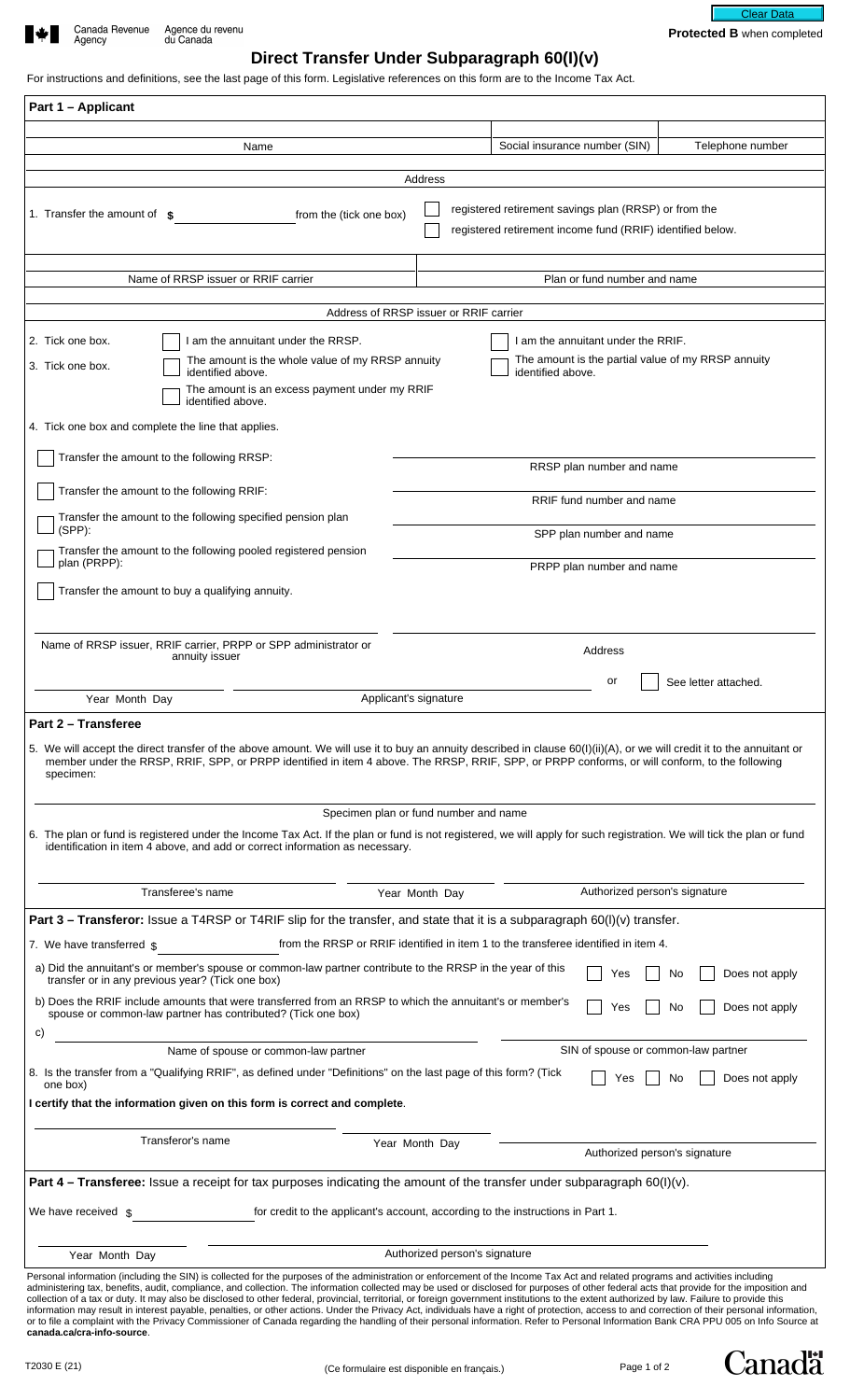Canada Revenue Agency / Agence du revenu du Canada

Clear Data

**Protected B** when completed

# Direct Transfer Under Subparagraph 60(l)(v)

For instructions and definitions, see the last page of this form. Legislative references on this form are to the Income Tax Act.

## Part 1 – Applicant

| Name | Social insurance number (SIN) | Telephone number |
|---|---|---|
| | | |

Address

1. Transfer the amount of $ ______ from the (tick one box)
   - ☐ registered retirement savings plan (RRSP) or from the
   - ☐ registered retirement income fund (RRIF) identified below.

| Name of RRSP issuer or RRIF carrier | Plan or fund number and name |
|---|---|
| | |

Address of RRSP issuer or RRIF carrier

2. Tick one box.
   - ☐ I am the annuitant under the RRSP.
   - ☐ I am the annuitant under the RRIF.

3. Tick one box.
   - ☐ The amount is the whole value of my RRSP annuity identified above.
   - ☐ The amount is the partial value of my RRSP annuity identified above.
   - ☐ The amount is an excess payment under my RRIF identified above.

4. Tick one box and complete the line that applies.
   - ☐ Transfer the amount to the following RRSP: ______ RRSP plan number and name
   - ☐ Transfer the amount to the following RRIF: ______ RRIF fund number and name
   - ☐ Transfer the amount to the following specified pension plan (SPP): ______ SPP plan number and name
   - ☐ Transfer the amount to the following pooled registered pension plan (PRPP): ______ PRPP plan number and name
   - ☐ Transfer the amount to buy a qualifying annuity.

Name of RRSP issuer, RRIF carrier, PRPP or SPP administrator or annuity issuer ______ Address ______ or ☐ See letter attached.

Year Month Day ______ Applicant's signature ______

## Part 2 – Transferee

5. We will accept the direct transfer of the above amount. We will use it to buy an annuity described in clause 60(l)(ii)(A), or we will credit it to the annuitant or member under the RRSP, RRIF, SPP, or PRPP identified in item 4 above. The RRSP, RRIF, SPP, or PRPP conforms, or will conform, to the following specimen:

Specimen plan or fund number and name

6. The plan or fund is registered under the Income Tax Act. If the plan or fund is not registered, we will apply for such registration. We will tick the plan or fund identification in item 4 above, and add or correct information as necessary.

Transferee's name ______ Year Month Day ______ Authorized person's signature ______

## Part 3 – Transferor: Issue a T4RSP or T4RIF slip for the transfer, and state that it is a subparagraph 60(l)(v) transfer.

7. We have transferred $ ______ from the RRSP or RRIF identified in item 1 to the transferee identified in item 4.

   a) Did the annuitant's or member's spouse or common-law partner contribute to the RRSP in the year of this transfer or in any previous year? (Tick one box) ☐ Yes ☐ No ☐ Does not apply

   b) Does the RRIF include amounts that were transferred from an RRSP to which the annuitant's or member's spouse or common-law partner has contributed? (Tick one box) ☐ Yes ☐ No ☐ Does not apply

   c) Name of spouse or common-law partner ______ SIN of spouse or common-law partner ______

8. Is the transfer from a "Qualifying RRIF", as defined under "Definitions" on the last page of this form? (Tick one box) ☐ Yes ☐ No ☐ Does not apply

**I certify that the information given on this form is correct and complete**.

Transferor's name ______ Year Month Day ______ Authorized person's signature ______

## Part 4 – Transferee: Issue a receipt for tax purposes indicating the amount of the transfer under subparagraph 60(l)(v).

We have received $ ______ for credit to the applicant's account, according to the instructions in Part 1.

Year Month Day ______ Authorized person's signature ______

Personal information (including the SIN) is collected for the purposes of the administration or enforcement of the Income Tax Act and related programs and activities including administering tax, benefits, audit, compliance, and collection. The information collected may be used or disclosed for purposes of other federal acts that provide for the imposition and collection of a tax or duty. It may also be disclosed to other federal, provincial, territorial, or foreign government institutions to the extent authorized by law. Failure to provide this information may result in interest payable, penalties, or other actions. Under the Privacy Act, individuals have a right of protection, access to and correction of their personal information, or to file a complaint with the Privacy Commissioner of Canada regarding the handling of their personal information. Refer to Personal Information Bank CRA PPU 005 on Info Source at **canada.ca/cra-info-source**.

T2030 E (21) (Ce formulaire est disponible en français.)

Canada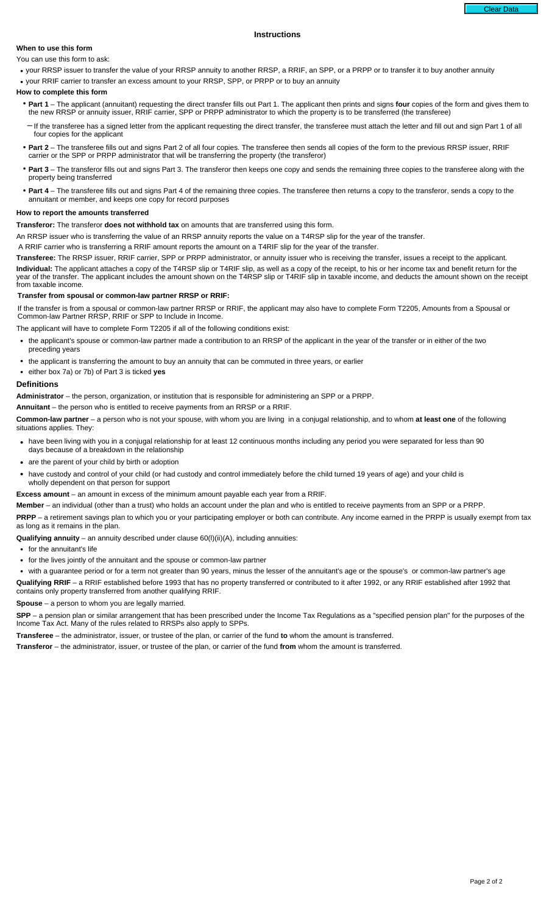## Instructions

### When to use this form

You can use this form to ask:

- your RRSP issuer to transfer the value of your RRSP annuity to another RRSP, a RRIF, an SPP, or a PRPP or to transfer it to buy another annuity
- your RRIF carrier to transfer an excess amount to your RRSP, SPP, or PRPP or to buy an annuity

### How to complete this form

- **Part 1** – The applicant (annuitant) requesting the direct transfer fills out Part 1. The applicant then prints and signs **four** copies of the form and gives them to the new RRSP or annuity issuer, RRIF carrier, SPP or PRPP administrator to which the property is to be transferred (the transferee)
  - If the transferee has a signed letter from the applicant requesting the direct transfer, the transferee must attach the letter and fill out and sign Part 1 of all four copies for the applicant
- **Part 2** – The transferee fills out and signs Part 2 of all four copies. The transferee then sends all copies of the form to the previous RRSP issuer, RRIF carrier or the SPP or PRPP administrator that will be transferring the property (the transferor)
- **Part 3** – The transferor fills out and signs Part 3. The transferor then keeps one copy and sends the remaining three copies to the transferee along with the property being transferred
- **Part 4** – The transferee fills out and signs Part 4 of the remaining three copies. The transferee then returns a copy to the transferor, sends a copy to the annuitant or member, and keeps one copy for record purposes

### How to report the amounts transferred

**Transferor:** The transferor **does not withhold tax** on amounts that are transferred using this form.

An RRSP issuer who is transferring the value of an RRSP annuity reports the value on a T4RSP slip for the year of the transfer.

A RRIF carrier who is transferring a RRIF amount reports the amount on a T4RIF slip for the year of the transfer.

**Transferee:** The RRSP issuer, RRIF carrier, SPP or PRPP administrator, or annuity issuer who is receiving the transfer, issues a receipt to the applicant.

**Individual:** The applicant attaches a copy of the T4RSP slip or T4RIF slip, as well as a copy of the receipt, to his or her income tax and benefit return for the year of the transfer. The applicant includes the amount shown on the T4RSP slip or T4RIF slip in taxable income, and deducts the amount shown on the receipt from taxable income.

**Transfer from spousal or common-law partner RRSP or RRIF:**

If the transfer is from a spousal or common-law partner RRSP or RRIF, the applicant may also have to complete Form T2205, Amounts from a Spousal or Common-law Partner RRSP, RRIF or SPP to Include in Income.

The applicant will have to complete Form T2205 if all of the following conditions exist:

- the applicant's spouse or common-law partner made a contribution to an RRSP of the applicant in the year of the transfer or in either of the two preceding years
- the applicant is transferring the amount to buy an annuity that can be commuted in three years, or earlier
- either box 7a) or 7b) of Part 3 is ticked **yes**

### Definitions

**Administrator** – the person, organization, or institution that is responsible for administering an SPP or a PRPP.

**Annuitant** – the person who is entitled to receive payments from an RRSP or a RRIF.

**Common-law partner** – a person who is not your spouse, with whom you are living in a conjugal relationship, and to whom **at least one** of the following situations applies. They:

- have been living with you in a conjugal relationship for at least 12 continuous months including any period you were separated for less than 90 days because of a breakdown in the relationship
- are the parent of your child by birth or adoption
- have custody and control of your child (or had custody and control immediately before the child turned 19 years of age) and your child is wholly dependent on that person for support

**Excess amount** – an amount in excess of the minimum amount payable each year from a RRIF.

**Member** – an individual (other than a trust) who holds an account under the plan and who is entitled to receive payments from an SPP or a PRPP.

**PRPP** – a retirement savings plan to which you or your participating employer or both can contribute. Any income earned in the PRPP is usually exempt from tax as long as it remains in the plan.

**Qualifying annuity** – an annuity described under clause 60(l)(ii)(A), including annuities:

- for the annuitant's life
- for the lives jointly of the annuitant and the spouse or common-law partner
- with a guarantee period or for a term not greater than 90 years, minus the lesser of the annuitant's age or the spouse's or common-law partner's age

**Qualifying RRIF** – a RRIF established before 1993 that has no property transferred or contributed to it after 1992, or any RRIF established after 1992 that contains only property transferred from another qualifying RRIF.

**Spouse** – a person to whom you are legally married.

**SPP** – a pension plan or similar arrangement that has been prescribed under the Income Tax Regulations as a "specified pension plan" for the purposes of the Income Tax Act. Many of the rules related to RRSPs also apply to SPPs.

**Transferee** – the administrator, issuer, or trustee of the plan, or carrier of the fund **to** whom the amount is transferred.

**Transferor** – the administrator, issuer, or trustee of the plan, or carrier of the fund **from** whom the amount is transferred.